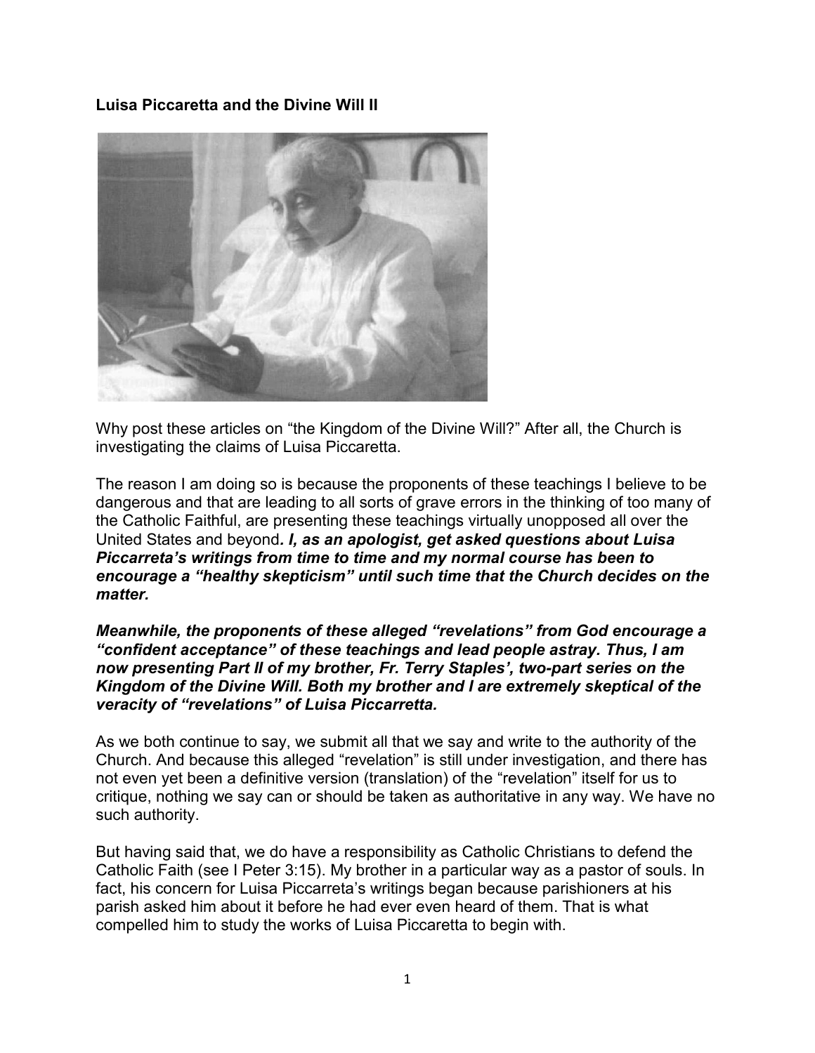**Luisa Piccaretta and the Divine Will II**

Why post these articles on "the Kingdom of the Divine Will?" After all, the Church is investigating the claims of Luisa Piccaretta.

The reason I am doing so is because the proponents of these teachings I believe to be dangerous and that are leading to all sorts of grave errors in the thinking of too many of the Catholic Faithful, are presenting these teachings virtually unopposed all over the United States and beyond***. I, as an apologist, get asked questions about Luisa Piccarreta's writings from time to time and my normal course has been to encourage a "healthy skepticism" until such time that the Church decides on the matter.***

***Meanwhile, the proponents of these alleged "revelations" from God encourage a "confident acceptance" of these teachings and lead people astray. Thus, I am now presenting Part II of my brother, Fr. Terry Staples', two-part series on the Kingdom of the Divine Will. Both my brother and I are extremely skeptical of the veracity of "revelations" of Luisa Piccarretta.***

As we both continue to say, we submit all that we say and write to the authority of the Church. And because this alleged "revelation" is still under investigation, and there has not even yet been a definitive version (translation) of the "revelation" itself for us to critique, nothing we say can or should be taken as authoritative in any way. We have no such authority.

But having said that, we do have a responsibility as Catholic Christians to defend the Catholic Faith (see I Peter 3:15). My brother in a particular way as a pastor of souls. In fact, his concern for Luisa Piccarreta's writings began because parishioners at his parish asked him about it before he had ever even heard of them. That is what compelled him to study the works of Luisa Piccaretta to begin with.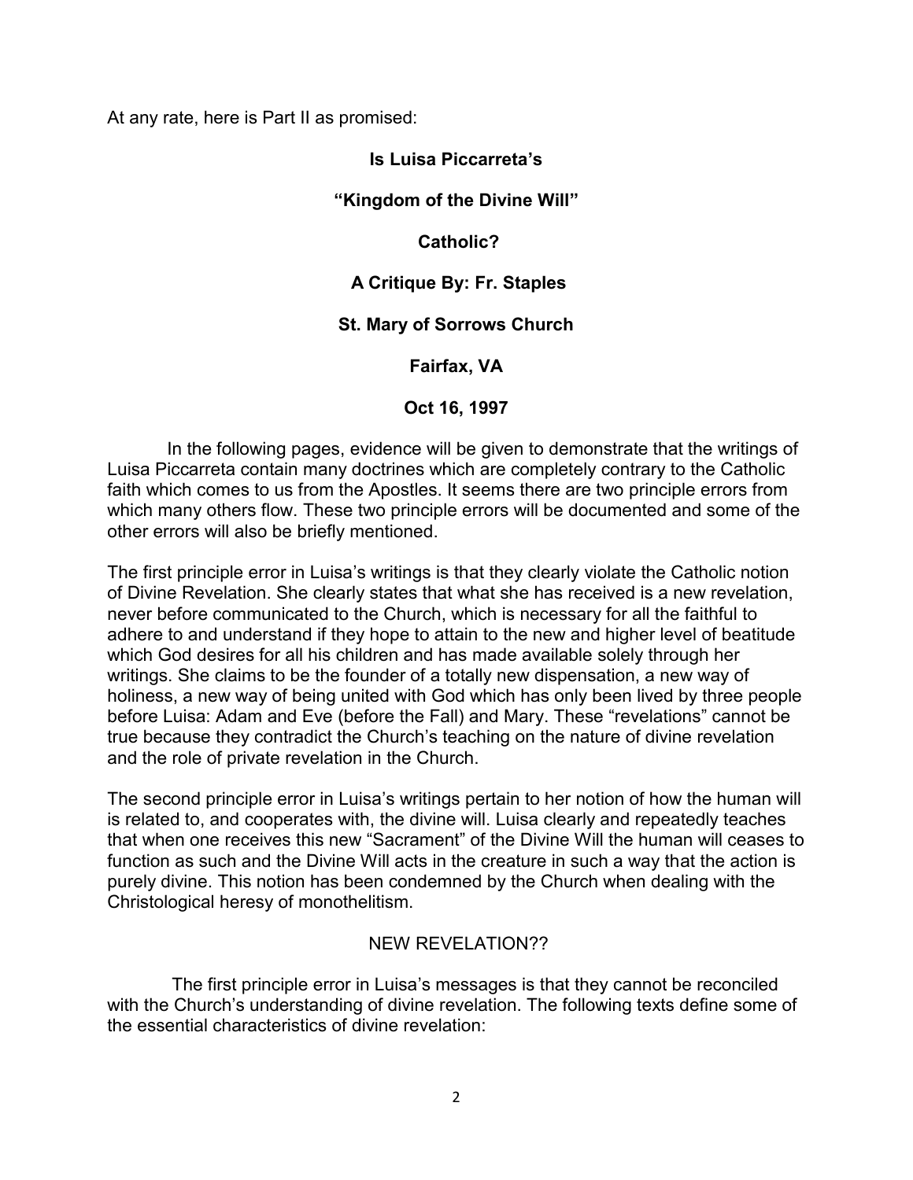At any rate, here is Part II as promised:

**Is Luisa Piccarreta's**

**"Kingdom of the Divine Will"**

**Catholic?**

**A Critique By: Fr. Staples**

**St. Mary of Sorrows Church**

**Fairfax, VA**

**Oct 16, 1997**

In the following pages, evidence will be given to demonstrate that the writings of Luisa Piccarreta contain many doctrines which are completely contrary to the Catholic faith which comes to us from the Apostles. It seems there are two principle errors from which many others flow. These two principle errors will be documented and some of the other errors will also be briefly mentioned.

The first principle error in Luisa's writings is that they clearly violate the Catholic notion of Divine Revelation. She clearly states that what she has received is a new revelation, never before communicated to the Church, which is necessary for all the faithful to adhere to and understand if they hope to attain to the new and higher level of beatitude which God desires for all his children and has made available solely through her writings. She claims to be the founder of a totally new dispensation, a new way of holiness, a new way of being united with God which has only been lived by three people before Luisa: Adam and Eve (before the Fall) and Mary. These "revelations" cannot be true because they contradict the Church's teaching on the nature of divine revelation and the role of private revelation in the Church.

The second principle error in Luisa's writings pertain to her notion of how the human will is related to, and cooperates with, the divine will. Luisa clearly and repeatedly teaches that when one receives this new "Sacrament" of the Divine Will the human will ceases to function as such and the Divine Will acts in the creature in such a way that the action is purely divine. This notion has been condemned by the Church when dealing with the Christological heresy of monothelitism.

NEW REVELATION??

The first principle error in Luisa's messages is that they cannot be reconciled with the Church's understanding of divine revelation. The following texts define some of the essential characteristics of divine revelation: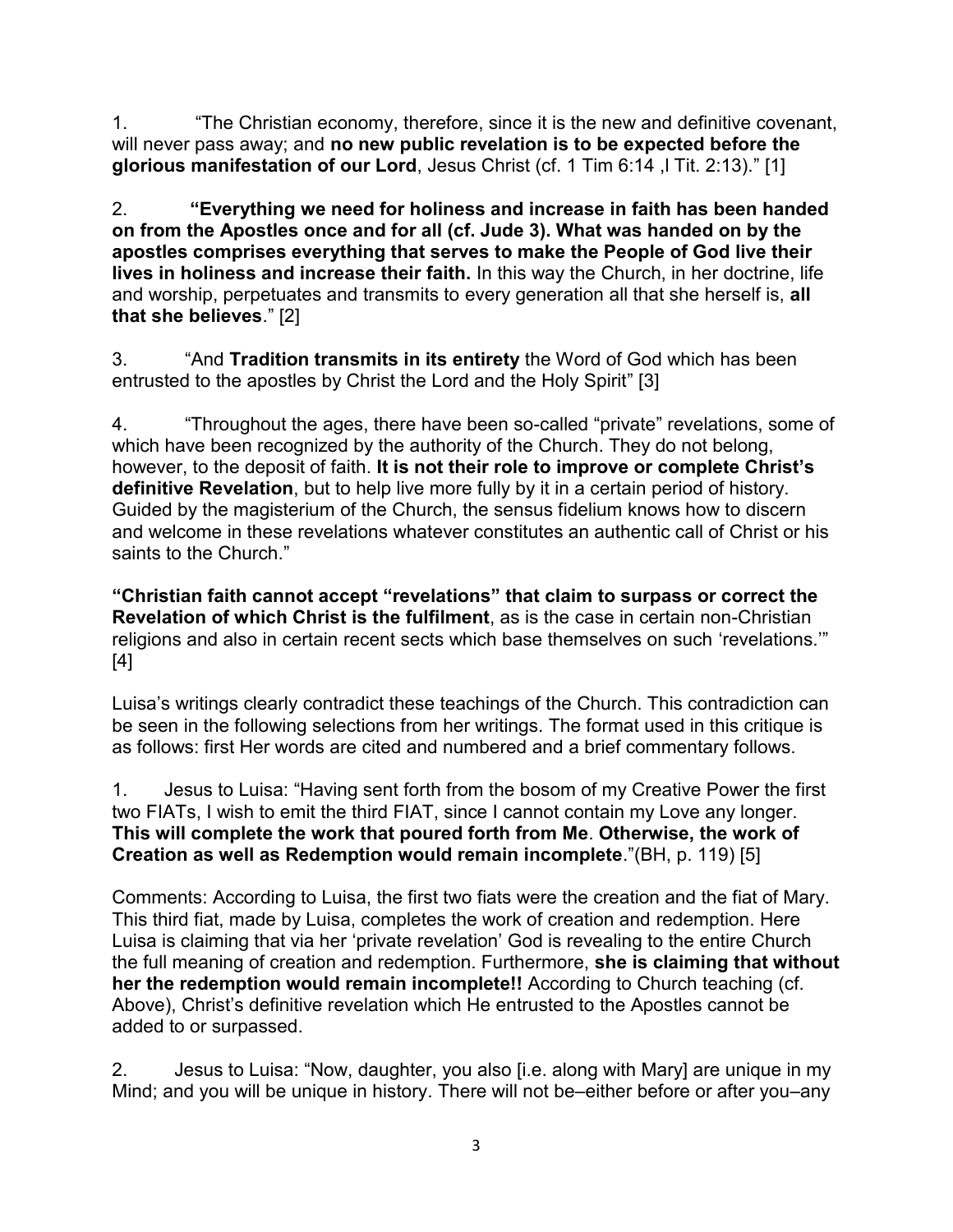1. "The Christian economy, therefore, since it is the new and definitive covenant, will never pass away; and **no new public revelation is to be expected before the glorious manifestation of our Lord**, Jesus Christ (cf. 1 Tim 6:14 ,l Tit. 2:13)." [1]

2. **"Everything we need for holiness and increase in faith has been handed on from the Apostles once and for all (cf. Jude 3). What was handed on by the apostles comprises everything that serves to make the People of God live their lives in holiness and increase their faith.** In this way the Church, in her doctrine, life and worship, perpetuates and transmits to every generation all that she herself is, **all that she believes**." [2]

3. "And **Tradition transmits in its entirety** the Word of God which has been entrusted to the apostles by Christ the Lord and the Holy Spirit" [3]

4. "Throughout the ages, there have been so-called "private" revelations, some of which have been recognized by the authority of the Church. They do not belong, however, to the deposit of faith. **It is not their role to improve or complete Christ's definitive Revelation**, but to help live more fully by it in a certain period of history. Guided by the magisterium of the Church, the sensus fidelium knows how to discern and welcome in these revelations whatever constitutes an authentic call of Christ or his saints to the Church."

**"Christian faith cannot accept "revelations" that claim to surpass or correct the Revelation of which Christ is the fulfilment**, as is the case in certain non-Christian religions and also in certain recent sects which base themselves on such 'revelations.'" [4]

Luisa's writings clearly contradict these teachings of the Church. This contradiction can be seen in the following selections from her writings. The format used in this critique is as follows: first Her words are cited and numbered and a brief commentary follows.

1. Jesus to Luisa: "Having sent forth from the bosom of my Creative Power the first two FIATs, I wish to emit the third FIAT, since I cannot contain my Love any longer. **This will complete the work that poured forth from Me**. **Otherwise, the work of Creation as well as Redemption would remain incomplete**."(BH, p. 119) [5]

Comments: According to Luisa, the first two fiats were the creation and the fiat of Mary. This third fiat, made by Luisa, completes the work of creation and redemption. Here Luisa is claiming that via her 'private revelation' God is revealing to the entire Church the full meaning of creation and redemption. Furthermore, **she is claiming that without her the redemption would remain incomplete!!** According to Church teaching (cf. Above), Christ's definitive revelation which He entrusted to the Apostles cannot be added to or surpassed.

2. Jesus to Luisa: "Now, daughter, you also [i.e. along with Mary] are unique in my Mind; and you will be unique in history. There will not be–either before or after you–any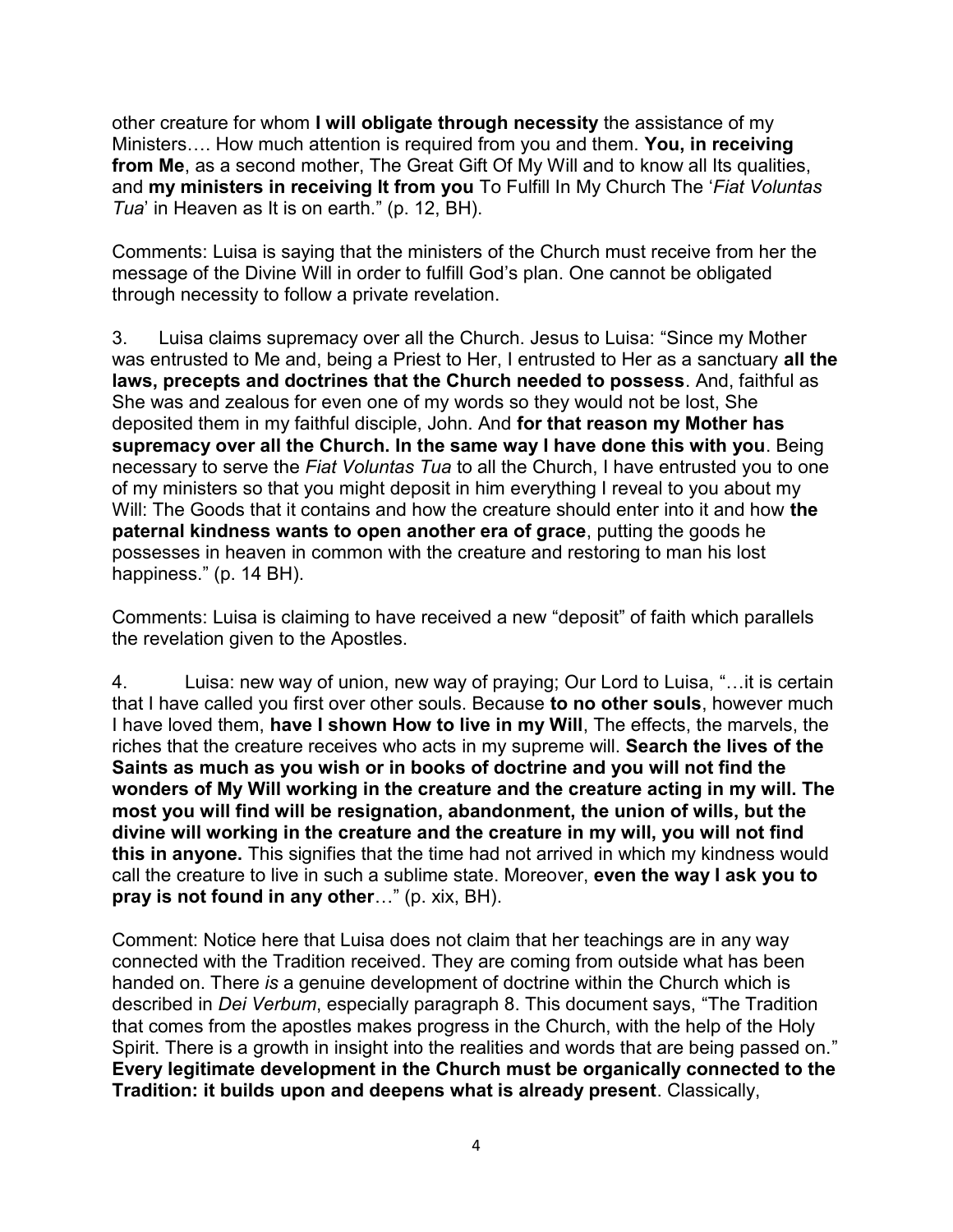other creature for whom **I will obligate through necessity** the assistance of my Ministers…. How much attention is required from you and them. **You, in receiving from Me**, as a second mother, The Great Gift Of My Will and to know all Its qualities, and **my ministers in receiving It from you** To Fulfill In My Church The '*Fiat Voluntas Tua*' in Heaven as It is on earth." (p. 12, BH).

Comments: Luisa is saying that the ministers of the Church must receive from her the message of the Divine Will in order to fulfill God's plan. One cannot be obligated through necessity to follow a private revelation.

3. Luisa claims supremacy over all the Church. Jesus to Luisa: "Since my Mother was entrusted to Me and, being a Priest to Her, I entrusted to Her as a sanctuary **all the laws, precepts and doctrines that the Church needed to possess**. And, faithful as She was and zealous for even one of my words so they would not be lost, She deposited them in my faithful disciple, John. And **for that reason my Mother has supremacy over all the Church. In the same way I have done this with you**. Being necessary to serve the *Fiat Voluntas Tua* to all the Church, I have entrusted you to one of my ministers so that you might deposit in him everything I reveal to you about my Will: The Goods that it contains and how the creature should enter into it and how **the paternal kindness wants to open another era of grace**, putting the goods he possesses in heaven in common with the creature and restoring to man his lost happiness." (p. 14 BH).

Comments: Luisa is claiming to have received a new "deposit" of faith which parallels the revelation given to the Apostles.

4. Luisa: new way of union, new way of praying; Our Lord to Luisa, "…it is certain that I have called you first over other souls. Because **to no other souls**, however much I have loved them, **have I shown How to live in my Will**, The effects, the marvels, the riches that the creature receives who acts in my supreme will. **Search the lives of the Saints as much as you wish or in books of doctrine and you will not find the wonders of My Will working in the creature and the creature acting in my will. The most you will find will be resignation, abandonment, the union of wills, but the divine will working in the creature and the creature in my will, you will not find this in anyone.** This signifies that the time had not arrived in which my kindness would call the creature to live in such a sublime state. Moreover, **even the way I ask you to pray is not found in any other**…" (p. xix, BH).

Comment: Notice here that Luisa does not claim that her teachings are in any way connected with the Tradition received. They are coming from outside what has been handed on. There *is* a genuine development of doctrine within the Church which is described in *Dei Verbum*, especially paragraph 8. This document says, "The Tradition that comes from the apostles makes progress in the Church, with the help of the Holy Spirit. There is a growth in insight into the realities and words that are being passed on." **Every legitimate development in the Church must be organically connected to the Tradition: it builds upon and deepens what is already present**. Classically,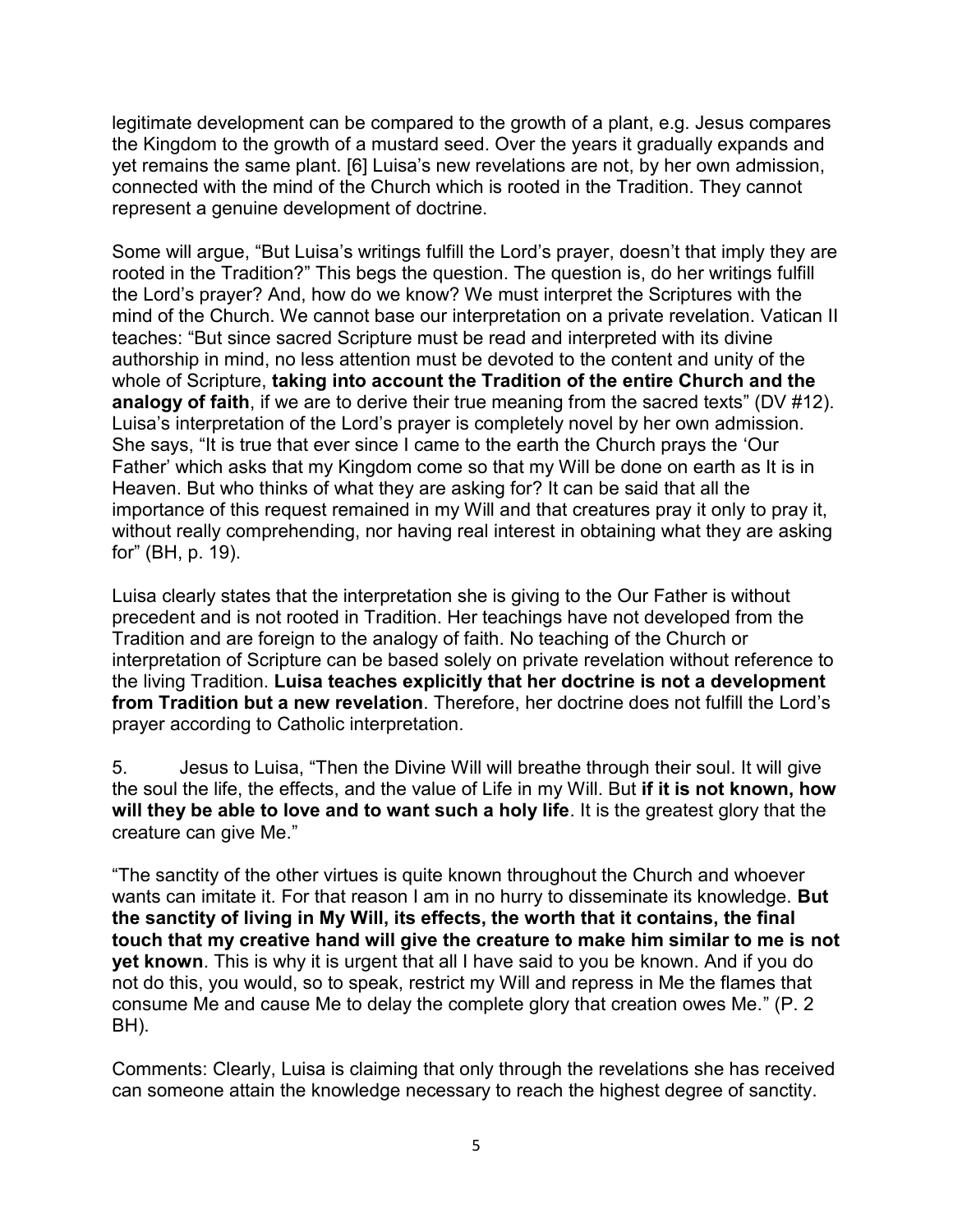legitimate development can be compared to the growth of a plant, e.g. Jesus compares the Kingdom to the growth of a mustard seed. Over the years it gradually expands and yet remains the same plant. [6] Luisa's new revelations are not, by her own admission, connected with the mind of the Church which is rooted in the Tradition. They cannot represent a genuine development of doctrine.

Some will argue, "But Luisa's writings fulfill the Lord's prayer, doesn't that imply they are rooted in the Tradition?" This begs the question. The question is, do her writings fulfill the Lord's prayer? And, how do we know? We must interpret the Scriptures with the mind of the Church. We cannot base our interpretation on a private revelation. Vatican II teaches: "But since sacred Scripture must be read and interpreted with its divine authorship in mind, no less attention must be devoted to the content and unity of the whole of Scripture, **taking into account the Tradition of the entire Church and the analogy of faith**, if we are to derive their true meaning from the sacred texts" (DV #12). Luisa's interpretation of the Lord's prayer is completely novel by her own admission. She says, "It is true that ever since I came to the earth the Church prays the 'Our Father' which asks that my Kingdom come so that my Will be done on earth as It is in Heaven. But who thinks of what they are asking for? It can be said that all the importance of this request remained in my Will and that creatures pray it only to pray it, without really comprehending, nor having real interest in obtaining what they are asking for" (BH, p. 19).

Luisa clearly states that the interpretation she is giving to the Our Father is without precedent and is not rooted in Tradition. Her teachings have not developed from the Tradition and are foreign to the analogy of faith. No teaching of the Church or interpretation of Scripture can be based solely on private revelation without reference to the living Tradition. **Luisa teaches explicitly that her doctrine is not a development from Tradition but a new revelation**. Therefore, her doctrine does not fulfill the Lord's prayer according to Catholic interpretation.

5. Jesus to Luisa, "Then the Divine Will will breathe through their soul. It will give the soul the life, the effects, and the value of Life in my Will. But **if it is not known, how will they be able to love and to want such a holy life**. It is the greatest glory that the creature can give Me."

"The sanctity of the other virtues is quite known throughout the Church and whoever wants can imitate it. For that reason I am in no hurry to disseminate its knowledge. **But the sanctity of living in My Will, its effects, the worth that it contains, the final touch that my creative hand will give the creature to make him similar to me is not yet known**. This is why it is urgent that all I have said to you be known. And if you do not do this, you would, so to speak, restrict my Will and repress in Me the flames that consume Me and cause Me to delay the complete glory that creation owes Me." (P. 2 BH).

Comments: Clearly, Luisa is claiming that only through the revelations she has received can someone attain the knowledge necessary to reach the highest degree of sanctity.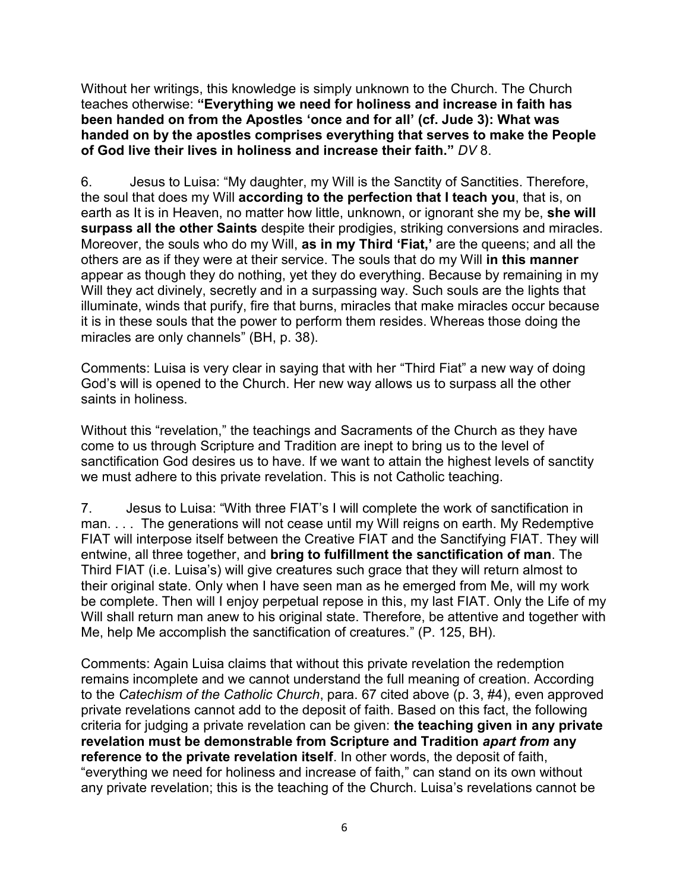Without her writings, this knowledge is simply unknown to the Church. The Church teaches otherwise: **"Everything we need for holiness and increase in faith has been handed on from the Apostles 'once and for all' (cf. Jude 3): What was handed on by the apostles comprises everything that serves to make the People of God live their lives in holiness and increase their faith."** *DV* 8.

6. Jesus to Luisa: "My daughter, my Will is the Sanctity of Sanctities. Therefore, the soul that does my Will **according to the perfection that I teach you**, that is, on earth as It is in Heaven, no matter how little, unknown, or ignorant she my be, **she will surpass all the other Saints** despite their prodigies, striking conversions and miracles. Moreover, the souls who do my Will, **as in my Third 'Fiat,'** are the queens; and all the others are as if they were at their service. The souls that do my Will **in this manner** appear as though they do nothing, yet they do everything. Because by remaining in my Will they act divinely, secretly and in a surpassing way. Such souls are the lights that illuminate, winds that purify, fire that burns, miracles that make miracles occur because it is in these souls that the power to perform them resides. Whereas those doing the miracles are only channels" (BH, p. 38).

Comments: Luisa is very clear in saying that with her "Third Fiat" a new way of doing God's will is opened to the Church. Her new way allows us to surpass all the other saints in holiness.

Without this "revelation," the teachings and Sacraments of the Church as they have come to us through Scripture and Tradition are inept to bring us to the level of sanctification God desires us to have. If we want to attain the highest levels of sanctity we must adhere to this private revelation. This is not Catholic teaching.

7. Jesus to Luisa: "With three FIAT's I will complete the work of sanctification in man. . . . The generations will not cease until my Will reigns on earth. My Redemptive FIAT will interpose itself between the Creative FIAT and the Sanctifying FIAT. They will entwine, all three together, and **bring to fulfillment the sanctification of man**. The Third FIAT (i.e. Luisa's) will give creatures such grace that they will return almost to their original state. Only when I have seen man as he emerged from Me, will my work be complete. Then will I enjoy perpetual repose in this, my last FIAT. Only the Life of my Will shall return man anew to his original state. Therefore, be attentive and together with Me, help Me accomplish the sanctification of creatures." (P. 125, BH).

Comments: Again Luisa claims that without this private revelation the redemption remains incomplete and we cannot understand the full meaning of creation. According to the *Catechism of the Catholic Church*, para. 67 cited above (p. 3, #4), even approved private revelations cannot add to the deposit of faith. Based on this fact, the following criteria for judging a private revelation can be given: **the teaching given in any private revelation must be demonstrable from Scripture and Tradition *apart from* any reference to the private revelation itself**. In other words, the deposit of faith, "everything we need for holiness and increase of faith," can stand on its own without any private revelation; this is the teaching of the Church. Luisa's revelations cannot be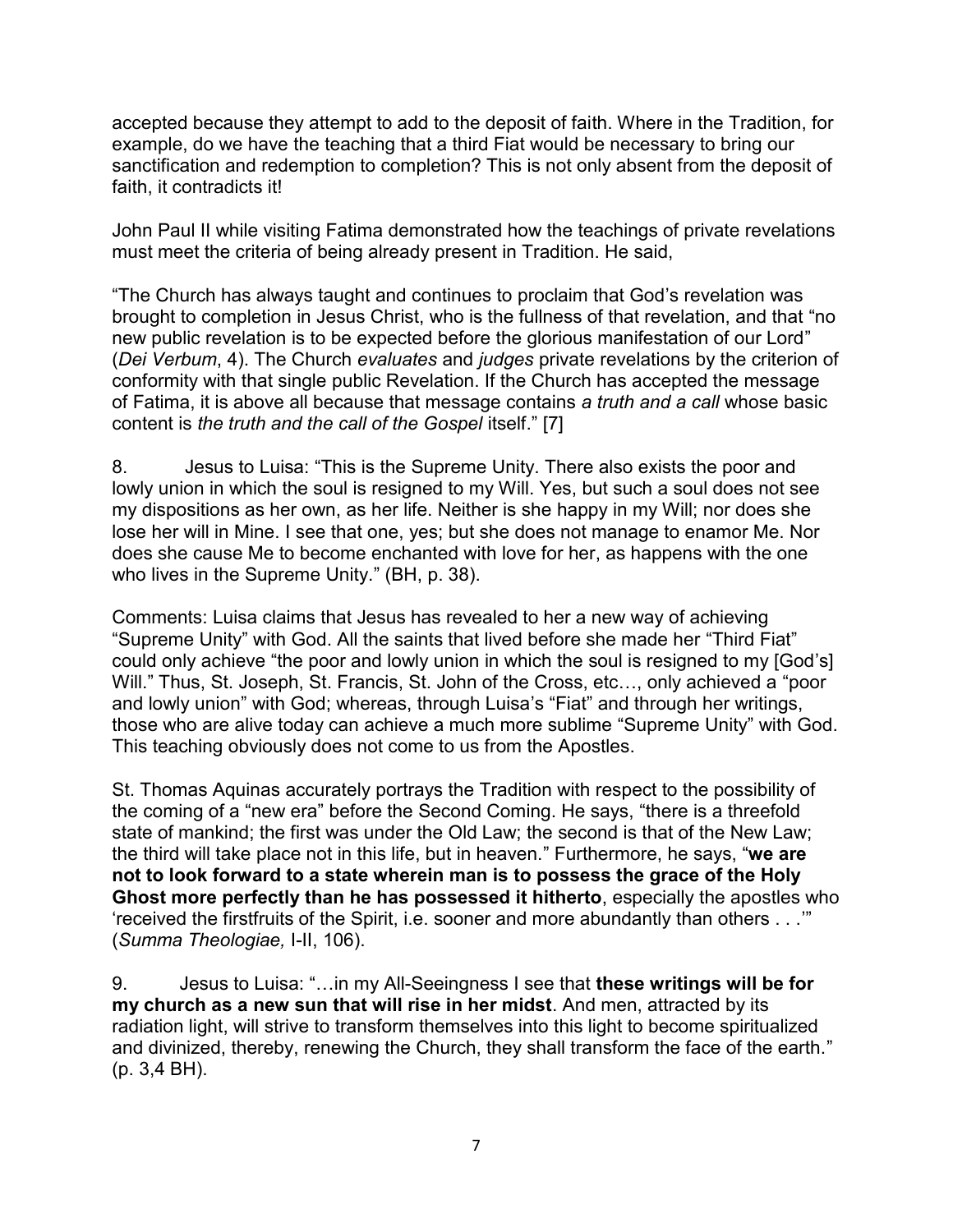accepted because they attempt to add to the deposit of faith. Where in the Tradition, for example, do we have the teaching that a third Fiat would be necessary to bring our sanctification and redemption to completion? This is not only absent from the deposit of faith, it contradicts it!

John Paul II while visiting Fatima demonstrated how the teachings of private revelations must meet the criteria of being already present in Tradition. He said,

"The Church has always taught and continues to proclaim that God's revelation was brought to completion in Jesus Christ, who is the fullness of that revelation, and that "no new public revelation is to be expected before the glorious manifestation of our Lord" (*Dei Verbum*, 4). The Church *evaluates* and *judges* private revelations by the criterion of conformity with that single public Revelation. If the Church has accepted the message of Fatima, it is above all because that message contains *a truth and a call* whose basic content is *the truth and the call of the Gospel* itself." [7]

8. Jesus to Luisa: "This is the Supreme Unity. There also exists the poor and lowly union in which the soul is resigned to my Will. Yes, but such a soul does not see my dispositions as her own, as her life. Neither is she happy in my Will; nor does she lose her will in Mine. I see that one, yes; but she does not manage to enamor Me. Nor does she cause Me to become enchanted with love for her, as happens with the one who lives in the Supreme Unity." (BH, p. 38).

Comments: Luisa claims that Jesus has revealed to her a new way of achieving "Supreme Unity" with God. All the saints that lived before she made her "Third Fiat" could only achieve "the poor and lowly union in which the soul is resigned to my [God's] Will." Thus, St. Joseph, St. Francis, St. John of the Cross, etc…, only achieved a "poor and lowly union" with God; whereas, through Luisa's "Fiat" and through her writings, those who are alive today can achieve a much more sublime "Supreme Unity" with God. This teaching obviously does not come to us from the Apostles.

St. Thomas Aquinas accurately portrays the Tradition with respect to the possibility of the coming of a "new era" before the Second Coming. He says, "there is a threefold state of mankind; the first was under the Old Law; the second is that of the New Law; the third will take place not in this life, but in heaven." Furthermore, he says, "**we are not to look forward to a state wherein man is to possess the grace of the Holy Ghost more perfectly than he has possessed it hitherto**, especially the apostles who 'received the firstfruits of the Spirit, i.e. sooner and more abundantly than others . . .'" (*Summa Theologiae,* I-II, 106).

9. Jesus to Luisa: "…in my All-Seeingness I see that **these writings will be for my church as a new sun that will rise in her midst**. And men, attracted by its radiation light, will strive to transform themselves into this light to become spiritualized and divinized, thereby, renewing the Church, they shall transform the face of the earth." (p. 3,4 BH).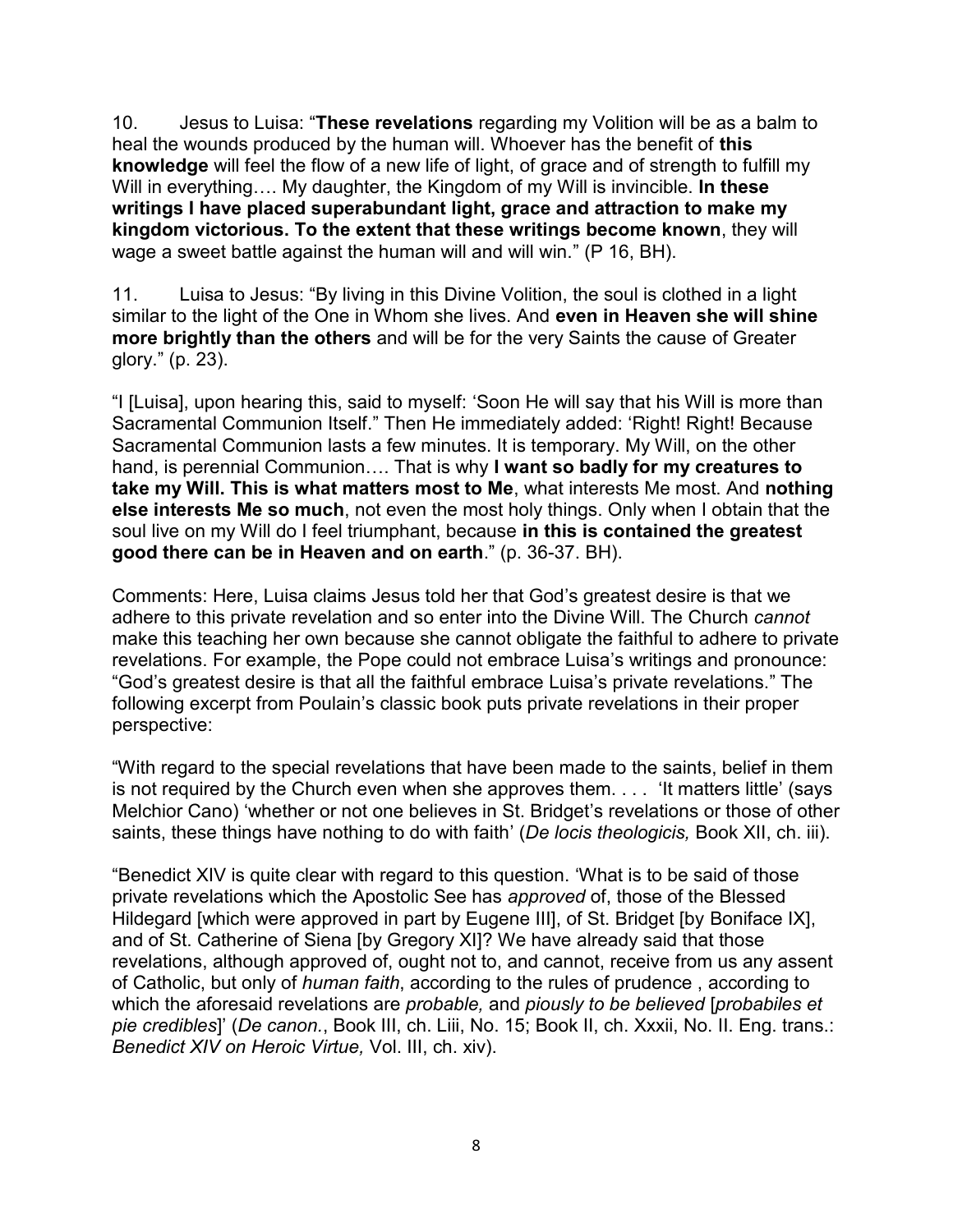10. Jesus to Luisa: "**These revelations** regarding my Volition will be as a balm to heal the wounds produced by the human will. Whoever has the benefit of **this knowledge** will feel the flow of a new life of light, of grace and of strength to fulfill my Will in everything…. My daughter, the Kingdom of my Will is invincible. **In these writings I have placed superabundant light, grace and attraction to make my kingdom victorious. To the extent that these writings become known**, they will wage a sweet battle against the human will and will win." (P 16, BH).

11. Luisa to Jesus: "By living in this Divine Volition, the soul is clothed in a light similar to the light of the One in Whom she lives. And **even in Heaven she will shine more brightly than the others** and will be for the very Saints the cause of Greater glory." (p. 23).

"I [Luisa], upon hearing this, said to myself: 'Soon He will say that his Will is more than Sacramental Communion Itself." Then He immediately added: 'Right! Right! Because Sacramental Communion lasts a few minutes. It is temporary. My Will, on the other hand, is perennial Communion…. That is why **I want so badly for my creatures to take my Will. This is what matters most to Me**, what interests Me most. And **nothing else interests Me so much**, not even the most holy things. Only when I obtain that the soul live on my Will do I feel triumphant, because **in this is contained the greatest good there can be in Heaven and on earth**." (p. 36-37. BH).

Comments: Here, Luisa claims Jesus told her that God's greatest desire is that we adhere to this private revelation and so enter into the Divine Will. The Church *cannot* make this teaching her own because she cannot obligate the faithful to adhere to private revelations. For example, the Pope could not embrace Luisa's writings and pronounce: "God's greatest desire is that all the faithful embrace Luisa's private revelations." The following excerpt from Poulain's classic book puts private revelations in their proper perspective:

"With regard to the special revelations that have been made to the saints, belief in them is not required by the Church even when she approves them. . . . 'It matters little' (says Melchior Cano) 'whether or not one believes in St. Bridget's revelations or those of other saints, these things have nothing to do with faith' (*De locis theologicis,* Book XII, ch. iii).

"Benedict XIV is quite clear with regard to this question. 'What is to be said of those private revelations which the Apostolic See has *approved* of, those of the Blessed Hildegard [which were approved in part by Eugene III], of St. Bridget [by Boniface IX], and of St. Catherine of Siena [by Gregory XI]? We have already said that those revelations, although approved of, ought not to, and cannot, receive from us any assent of Catholic, but only of *human faith*, according to the rules of prudence , according to which the aforesaid revelations are *probable,* and *piously to be believed* [*probabiles et pie credibles*]' (*De canon.*, Book III, ch. Liii, No. 15; Book II, ch. Xxxii, No. II. Eng. trans.: *Benedict XIV on Heroic Virtue,* Vol. III, ch. xiv).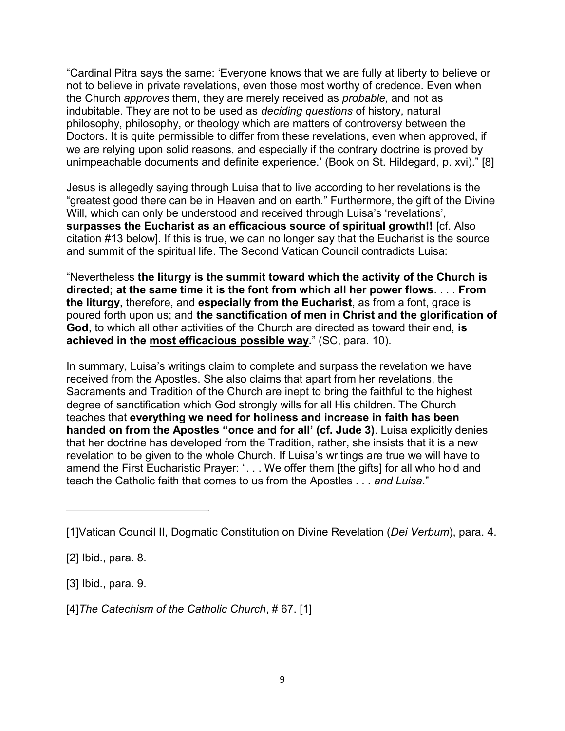"Cardinal Pitra says the same: 'Everyone knows that we are fully at liberty to believe or not to believe in private revelations, even those most worthy of credence. Even when the Church *approves* them, they are merely received as *probable,* and not as indubitable. They are not to be used as *deciding questions* of history, natural philosophy, philosophy, or theology which are matters of controversy between the Doctors. It is quite permissible to differ from these revelations, even when approved, if we are relying upon solid reasons, and especially if the contrary doctrine is proved by unimpeachable documents and definite experience.' (Book on St. Hildegard, p. xvi)." [8]

Jesus is allegedly saying through Luisa that to live according to her revelations is the "greatest good there can be in Heaven and on earth." Furthermore, the gift of the Divine Will, which can only be understood and received through Luisa's 'revelations', **surpasses the Eucharist as an efficacious source of spiritual growth!!** [cf. Also citation #13 below]. If this is true, we can no longer say that the Eucharist is the source and summit of the spiritual life. The Second Vatican Council contradicts Luisa:

"Nevertheless **the liturgy is the summit toward which the activity of the Church is directed; at the same time it is the font from which all her power flows**. . . . **From the liturgy**, therefore, and **especially from the Eucharist**, as from a font, grace is poured forth upon us; and **the sanctification of men in Christ and the glorification of God**, to which all other activities of the Church are directed as toward their end, **is achieved in the <u>most efficacious possible way</u>.**" (SC, para. 10).

In summary, Luisa's writings claim to complete and surpass the revelation we have received from the Apostles. She also claims that apart from her revelations, the Sacraments and Tradition of the Church are inept to bring the faithful to the highest degree of sanctification which God strongly wills for all His children. The Church teaches that **everything we need for holiness and increase in faith has been handed on from the Apostles "once and for all' (cf. Jude 3)**. Luisa explicitly denies that her doctrine has developed from the Tradition, rather, she insists that it is a new revelation to be given to the whole Church. If Luisa's writings are true we will have to amend the First Eucharistic Prayer: ". . . We offer them [the gifts] for all who hold and teach the Catholic faith that comes to us from the Apostles . . . *and Luisa*."

---

[1]Vatican Council II, Dogmatic Constitution on Divine Revelation (*Dei Verbum*), para. 4.

[2] Ibid., para. 8.

[3] Ibid., para. 9.

[4]*The Catechism of the Catholic Church*, # 67. [1]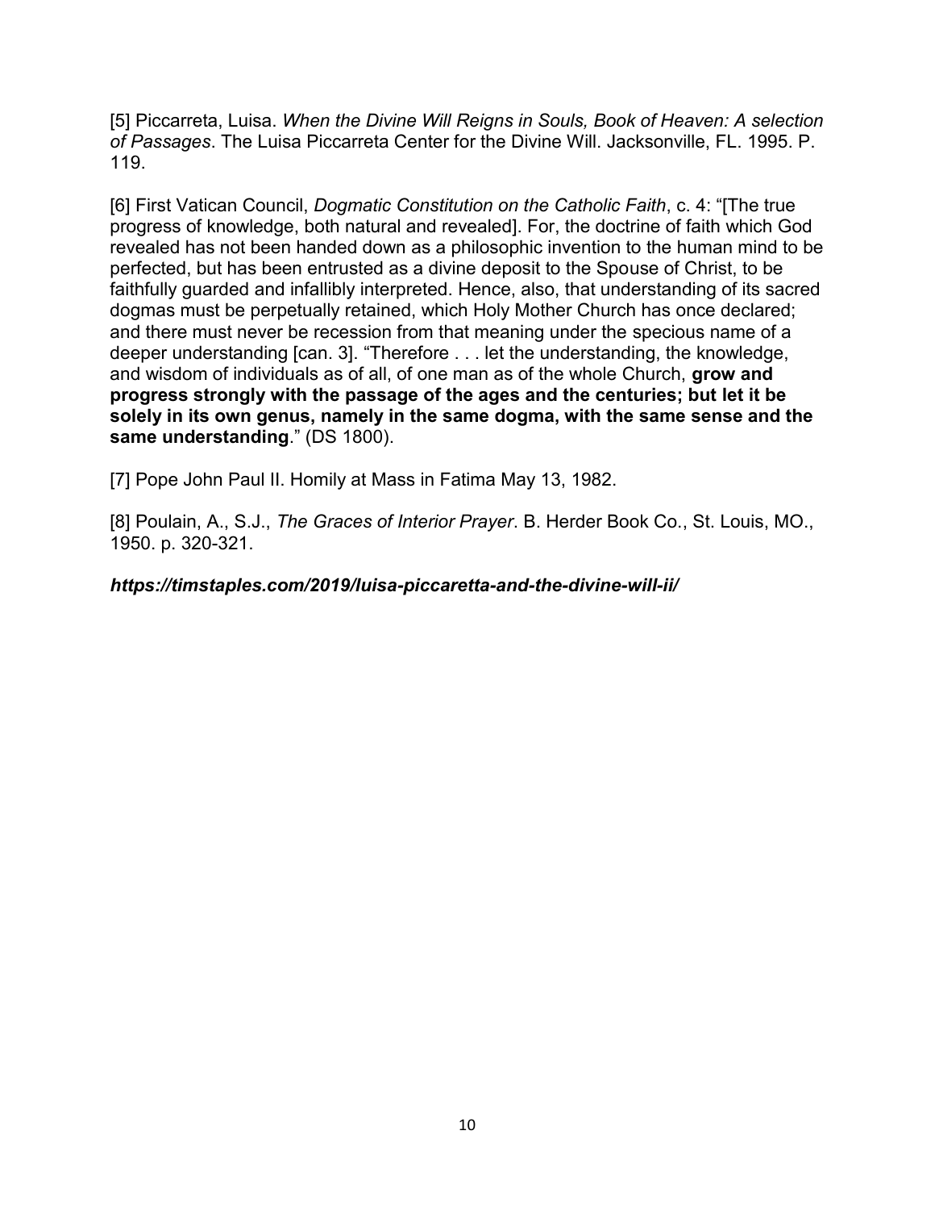[5] Piccarreta, Luisa. *When the Divine Will Reigns in Souls, Book of Heaven: A selection of Passages*. The Luisa Piccarreta Center for the Divine Will. Jacksonville, FL. 1995. P. 119.

[6] First Vatican Council, *Dogmatic Constitution on the Catholic Faith*, c. 4: "[The true progress of knowledge, both natural and revealed]. For, the doctrine of faith which God revealed has not been handed down as a philosophic invention to the human mind to be perfected, but has been entrusted as a divine deposit to the Spouse of Christ, to be faithfully guarded and infallibly interpreted. Hence, also, that understanding of its sacred dogmas must be perpetually retained, which Holy Mother Church has once declared; and there must never be recession from that meaning under the specious name of a deeper understanding [can. 3]. "Therefore . . . let the understanding, the knowledge, and wisdom of individuals as of all, of one man as of the whole Church, **grow and progress strongly with the passage of the ages and the centuries; but let it be solely in its own genus, namely in the same dogma, with the same sense and the same understanding**." (DS 1800).

[7] Pope John Paul II. Homily at Mass in Fatima May 13, 1982.

[8] Poulain, A., S.J., *The Graces of Interior Prayer*. B. Herder Book Co., St. Louis, MO., 1950. p. 320-321.

***https://timstaples.com/2019/luisa-piccaretta-and-the-divine-will-ii/***